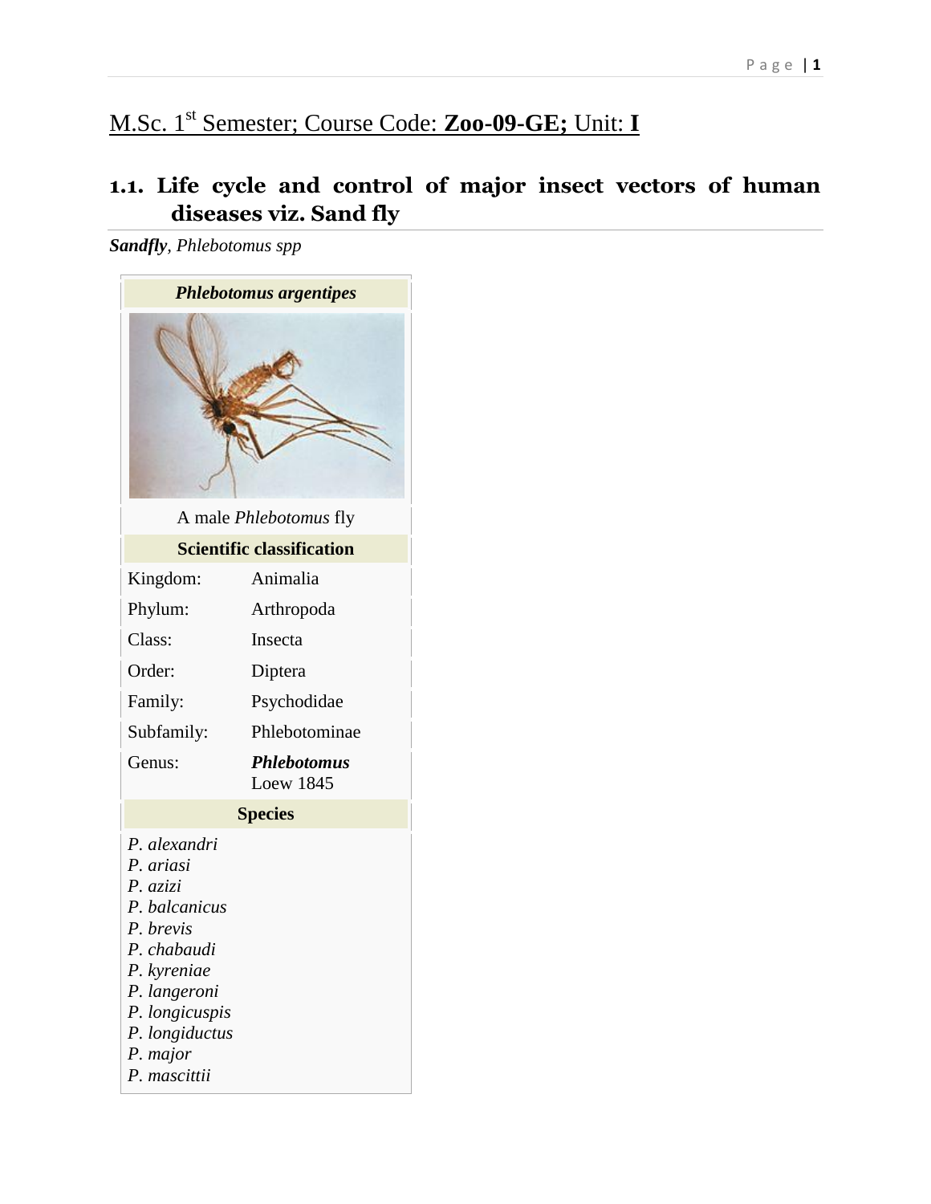M.Sc. 1st Semester; Course Code: **Zoo-09-GE;** Unit: **I**

## 1.1. Life cycle and control of major insect vectors of human diseases viz. Sand fly

***Sandfly***, *Phlebotomus spp*

| ***Phlebotomus argentipes*** | |
|---|---|
| A male *Phlebotomus* fly | |
| **Scientific classification** | |
| Kingdom: | Animalia |
| Phylum: | Arthropoda |
| Class: | Insecta |
| Order: | Diptera |
| Family: | Psychodidae |
| Subfamily: | Phlebotominae |
| Genus: | ***Phlebotomus*** Loew 1845 |
| **Species** | |
| *P. alexandri* | |
| *P. ariasi* | |
| *P. azizi* | |
| *P. balcanicus* | |
| *P. brevis* | |
| *P. chabaudi* | |
| *P. kyreniae* | |
| *P. langeroni* | |
| *P. longicuspis* | |
| *P. longiductus* | |
| *P. major* | |
| *P. mascittii* | |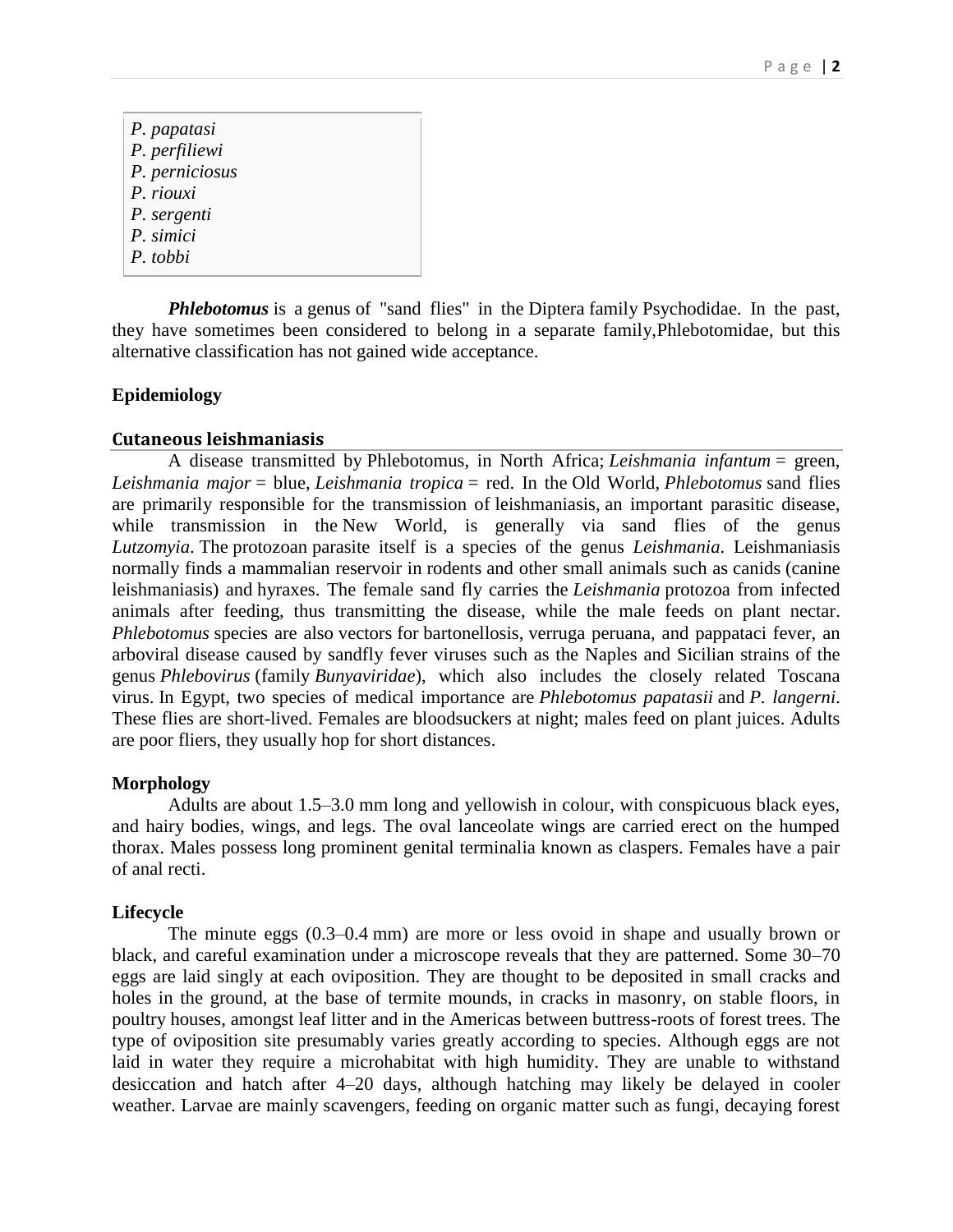*P. papatasi*
*P. perfiliewi*
*P. perniciosus*
*P. riouxi*
*P. sergenti*
*P. simici*
*P. tobbi*

***Phlebotomus*** is a genus of "sand flies" in the Diptera family Psychodidae. In the past, they have sometimes been considered to belong in a separate family,Phlebotomidae, but this alternative classification has not gained wide acceptance.

**Epidemiology**

## Cutaneous leishmaniasis

A disease transmitted by Phlebotomus, in North Africa; *Leishmania infantum* = green, *Leishmania major* = blue, *Leishmania tropica* = red. In the Old World, *Phlebotomus* sand flies are primarily responsible for the transmission of leishmaniasis, an important parasitic disease, while transmission in the New World, is generally via sand flies of the genus *Lutzomyia*. The protozoan parasite itself is a species of the genus *Leishmania*. Leishmaniasis normally finds a mammalian reservoir in rodents and other small animals such as canids (canine leishmaniasis) and hyraxes. The female sand fly carries the *Leishmania* protozoa from infected animals after feeding, thus transmitting the disease, while the male feeds on plant nectar. *Phlebotomus* species are also vectors for bartonellosis, verruga peruana, and pappataci fever, an arboviral disease caused by sandfly fever viruses such as the Naples and Sicilian strains of the genus *Phlebovirus* (family *Bunyaviridae*), which also includes the closely related Toscana virus. In Egypt, two species of medical importance are *Phlebotomus papatasii* and *P. langerni*. These flies are short-lived. Females are bloodsuckers at night; males feed on plant juices. Adults are poor fliers, they usually hop for short distances.

**Morphology**

Adults are about 1.5–3.0 mm long and yellowish in colour, with conspicuous black eyes, and hairy bodies, wings, and legs. The oval lanceolate wings are carried erect on the humped thorax. Males possess long prominent genital terminalia known as claspers. Females have a pair of anal recti.

**Lifecycle**

The minute eggs (0.3–0.4 mm) are more or less ovoid in shape and usually brown or black, and careful examination under a microscope reveals that they are patterned. Some 30–70 eggs are laid singly at each oviposition. They are thought to be deposited in small cracks and holes in the ground, at the base of termite mounds, in cracks in masonry, on stable floors, in poultry houses, amongst leaf litter and in the Americas between buttress-roots of forest trees. The type of oviposition site presumably varies greatly according to species. Although eggs are not laid in water they require a microhabitat with high humidity. They are unable to withstand desiccation and hatch after 4–20 days, although hatching may likely be delayed in cooler weather. Larvae are mainly scavengers, feeding on organic matter such as fungi, decaying forest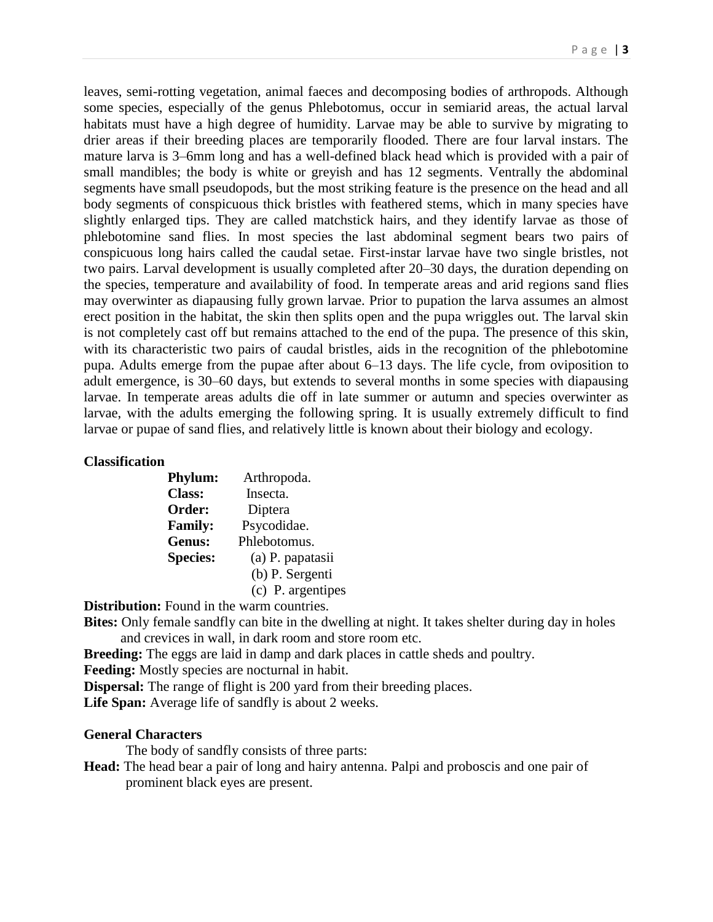leaves, semi-rotting vegetation, animal faeces and decomposing bodies of arthropods. Although some species, especially of the genus Phlebotomus, occur in semiarid areas, the actual larval habitats must have a high degree of humidity. Larvae may be able to survive by migrating to drier areas if their breeding places are temporarily flooded. There are four larval instars. The mature larva is 3–6mm long and has a well-defined black head which is provided with a pair of small mandibles; the body is white or greyish and has 12 segments. Ventrally the abdominal segments have small pseudopods, but the most striking feature is the presence on the head and all body segments of conspicuous thick bristles with feathered stems, which in many species have slightly enlarged tips. They are called matchstick hairs, and they identify larvae as those of phlebotomine sand flies. In most species the last abdominal segment bears two pairs of conspicuous long hairs called the caudal setae. First-instar larvae have two single bristles, not two pairs. Larval development is usually completed after 20–30 days, the duration depending on the species, temperature and availability of food. In temperate areas and arid regions sand flies may overwinter as diapausing fully grown larvae. Prior to pupation the larva assumes an almost erect position in the habitat, the skin then splits open and the pupa wriggles out. The larval skin is not completely cast off but remains attached to the end of the pupa. The presence of this skin, with its characteristic two pairs of caudal bristles, aids in the recognition of the phlebotomine pupa. Adults emerge from the pupae after about 6–13 days. The life cycle, from oviposition to adult emergence, is 30–60 days, but extends to several months in some species with diapausing larvae. In temperate areas adults die off in late summer or autumn and species overwinter as larvae, with the adults emerging the following spring. It is usually extremely difficult to find larvae or pupae of sand flies, and relatively little is known about their biology and ecology.

**Classification**

**Phylum:** Arthropoda.
**Class:** Insecta.
**Order:** Diptera
**Family:** Psycodidae.
**Genus:** Phlebotomus.
**Species:**
(a) P. papatasii
(b) P. Sergenti
(c) P. argentipes

**Distribution:** Found in the warm countries.

**Bites:** Only female sandfly can bite in the dwelling at night. It takes shelter during day in holes and crevices in wall, in dark room and store room etc.

**Breeding:** The eggs are laid in damp and dark places in cattle sheds and poultry.

**Feeding:** Mostly species are nocturnal in habit.

**Dispersal:** The range of flight is 200 yard from their breeding places.

**Life Span:** Average life of sandfly is about 2 weeks.

**General Characters**

The body of sandfly consists of three parts:

**Head:** The head bear a pair of long and hairy antenna. Palpi and proboscis and one pair of prominent black eyes are present.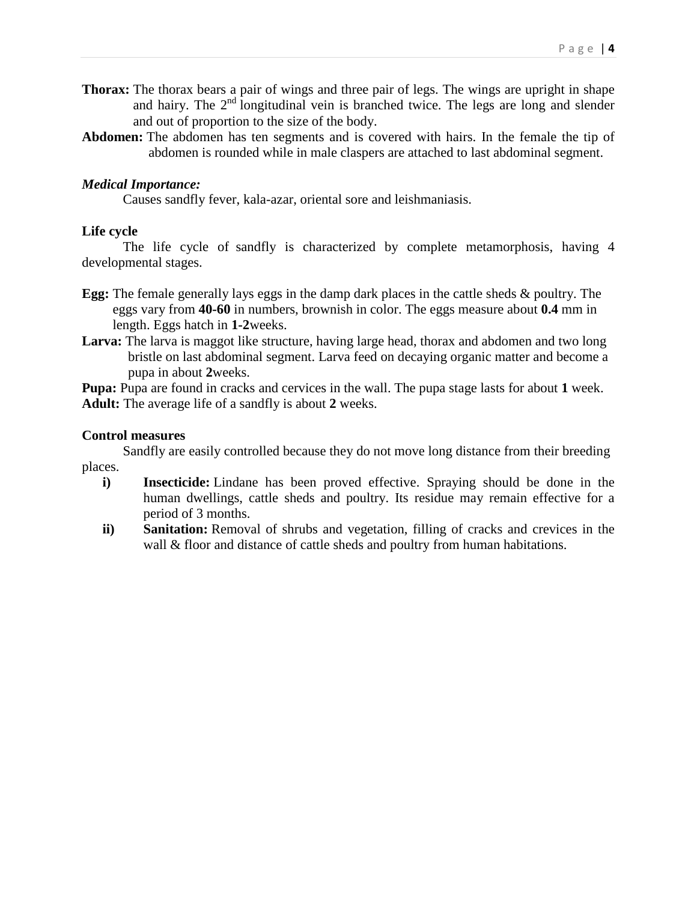**Thorax:** The thorax bears a pair of wings and three pair of legs. The wings are upright in shape and hairy. The 2$^{nd}$ longitudinal vein is branched twice. The legs are long and slender and out of proportion to the size of the body.

**Abdomen:** The abdomen has ten segments and is covered with hairs. In the female the tip of abdomen is rounded while in male claspers are attached to last abdominal segment.

***Medical Importance:***

Causes sandfly fever, kala-azar, oriental sore and leishmaniasis.

**Life cycle**

The life cycle of sandfly is characterized by complete metamorphosis, having 4 developmental stages.

**Egg:** The female generally lays eggs in the damp dark places in the cattle sheds & poultry. The eggs vary from **40-60** in numbers, brownish in color. The eggs measure about **0.4** mm in length. Eggs hatch in **1-2**weeks.

**Larva:** The larva is maggot like structure, having large head, thorax and abdomen and two long bristle on last abdominal segment. Larva feed on decaying organic matter and become a pupa in about **2**weeks.

**Pupa:** Pupa are found in cracks and cervices in the wall. The pupa stage lasts for about **1** week.

**Adult:** The average life of a sandfly is about **2** weeks.

**Control measures**

Sandfly are easily controlled because they do not move long distance from their breeding places.

i) **Insecticide:** Lindane has been proved effective. Spraying should be done in the human dwellings, cattle sheds and poultry. Its residue may remain effective for a period of 3 months.

ii) **Sanitation:** Removal of shrubs and vegetation, filling of cracks and crevices in the wall & floor and distance of cattle sheds and poultry from human habitations.